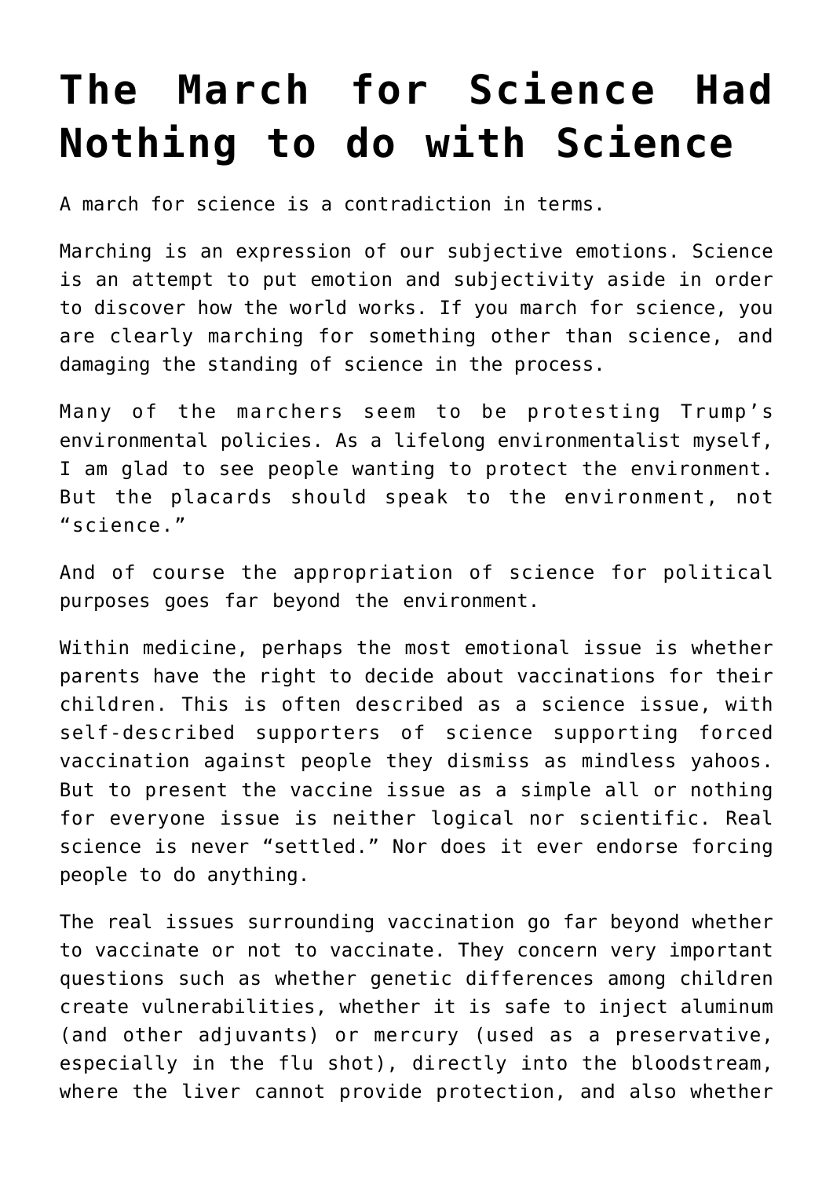# The March for Science Had Nothing to do with Science

A march for science is a contradiction in terms.

Marching is an expression of our subjective emotions. Science is an attempt to put emotion and subjectivity aside in order to discover how the world works. If you march for science, you are clearly marching for something other than science, and damaging the standing of science in the process.

Many of the marchers seem to be protesting Trump's environmental policies. As a lifelong environmentalist myself, I am glad to see people wanting to protect the environment. But the placards should speak to the environment, not "science."

And of course the appropriation of science for political purposes goes far beyond the environment.

Within medicine, perhaps the most emotional issue is whether parents have the right to decide about vaccinations for their children. This is often described as a science issue, with self-described supporters of science supporting forced vaccination against people they dismiss as mindless yahoos. But to present the vaccine issue as a simple all or nothing for everyone issue is neither logical nor scientific. Real science is never "settled." Nor does it ever endorse forcing people to do anything.

The real issues surrounding vaccination go far beyond whether to vaccinate or not to vaccinate. They concern very important questions such as whether genetic differences among children create vulnerabilities, whether it is safe to inject aluminum (and other adjuvants) or mercury (used as a preservative, especially in the flu shot), directly into the bloodstream, where the liver cannot provide protection, and also whether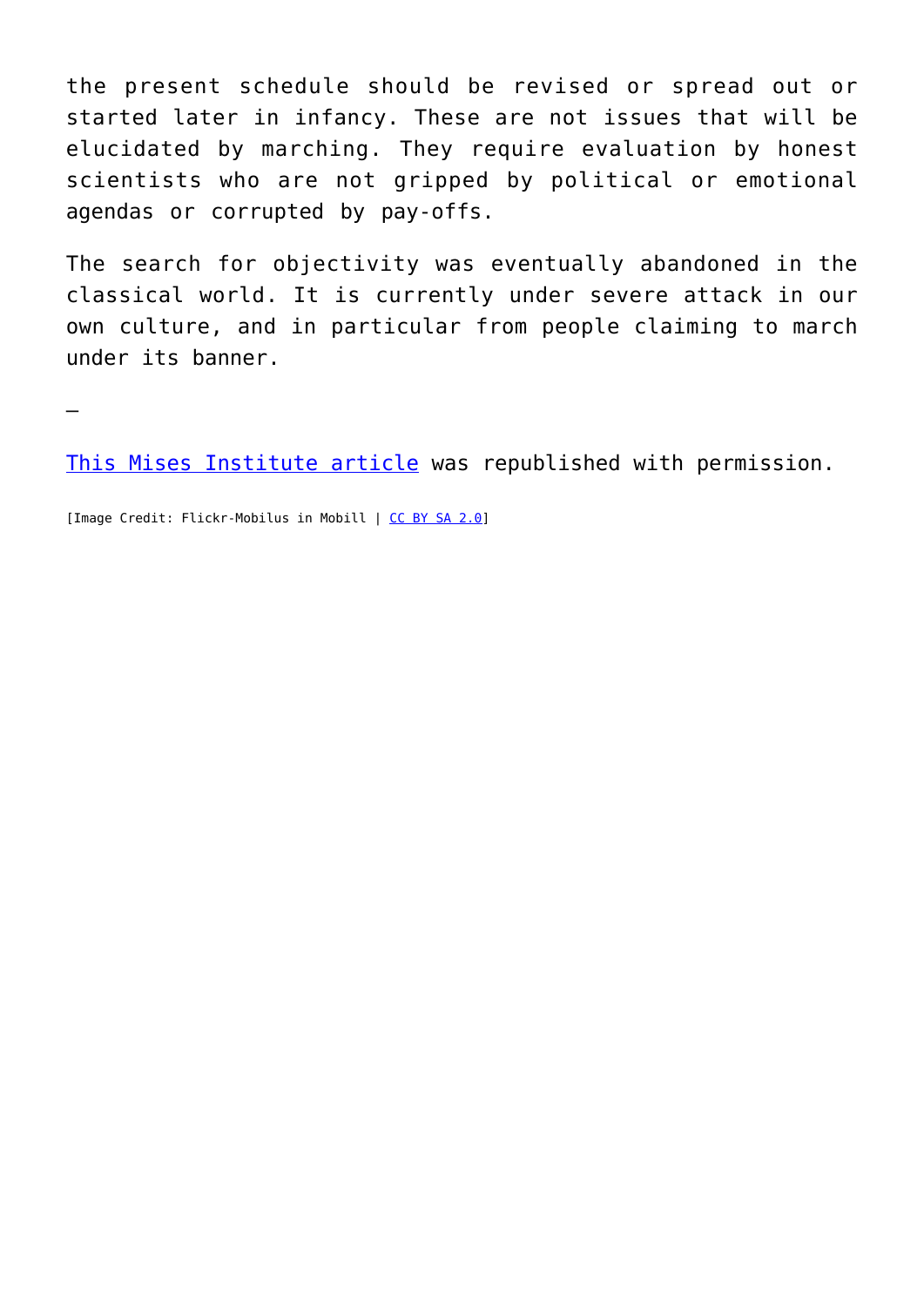the present schedule should be revised or spread out or started later in infancy. These are not issues that will be elucidated by marching. They require evaluation by honest scientists who are not gripped by political or emotional agendas or corrupted by pay-offs.

The search for objectivity was eventually abandoned in the classical world. It is currently under severe attack in our own culture, and in particular from people claiming to march under its banner.

—

This Mises Institute article was republished with permission.

[Image Credit: Flickr-Mobilus in Mobill | CC BY SA 2.0]